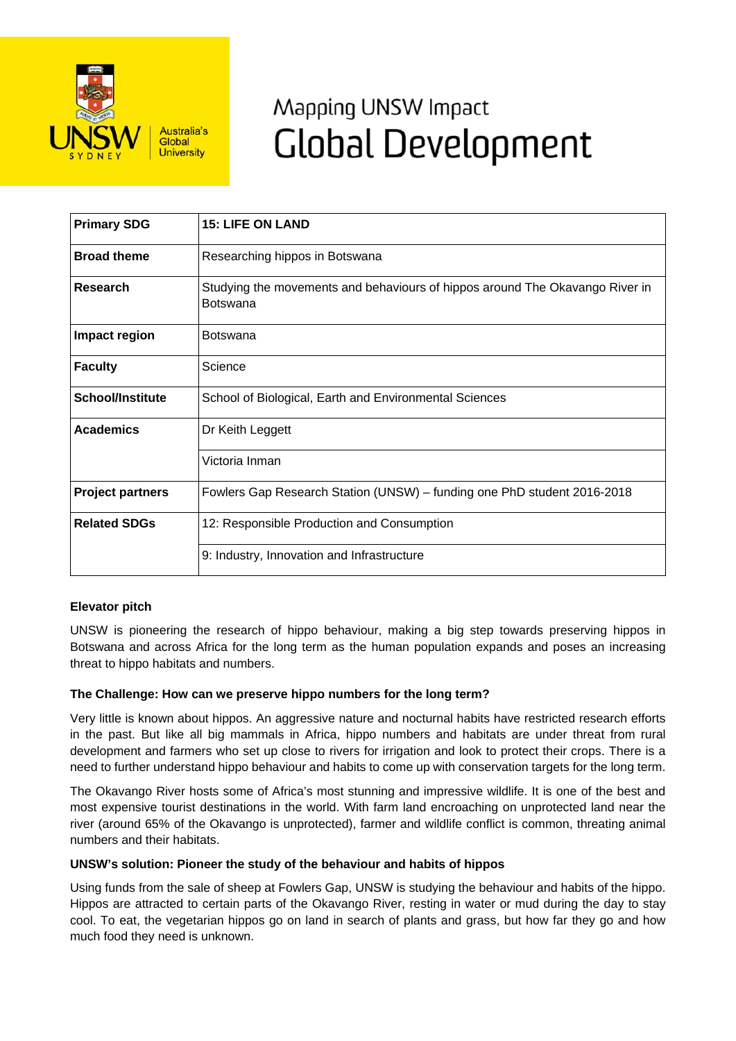# Mapping UNSW Impact
# Global Development

| Primary SDG | 15: LIFE ON LAND |
|---|---|
| Broad theme | Researching hippos in Botswana |
| Research | Studying the movements and behaviours of hippos around The Okavango River in Botswana |
| Impact region | Botswana |
| Faculty | Science |
| School/Institute | School of Biological, Earth and Environmental Sciences |
| Academics | Dr Keith Leggett |
| | Victoria Inman |
| Project partners | Fowlers Gap Research Station (UNSW) – funding one PhD student 2016-2018 |
| Related SDGs | 12: Responsible Production and Consumption |
| | 9: Industry, Innovation and Infrastructure |

**Elevator pitch**

UNSW is pioneering the research of hippo behaviour, making a big step towards preserving hippos in Botswana and across Africa for the long term as the human population expands and poses an increasing threat to hippo habitats and numbers.

**The Challenge: How can we preserve hippo numbers for the long term?**

Very little is known about hippos. An aggressive nature and nocturnal habits have restricted research efforts in the past. But like all big mammals in Africa, hippo numbers and habitats are under threat from rural development and farmers who set up close to rivers for irrigation and look to protect their crops. There is a need to further understand hippo behaviour and habits to come up with conservation targets for the long term.

The Okavango River hosts some of Africa's most stunning and impressive wildlife. It is one of the best and most expensive tourist destinations in the world. With farm land encroaching on unprotected land near the river (around 65% of the Okavango is unprotected), farmer and wildlife conflict is common, threating animal numbers and their habitats.

**UNSW's solution: Pioneer the study of the behaviour and habits of hippos**

Using funds from the sale of sheep at Fowlers Gap, UNSW is studying the behaviour and habits of the hippo. Hippos are attracted to certain parts of the Okavango River, resting in water or mud during the day to stay cool. To eat, the vegetarian hippos go on land in search of plants and grass, but how far they go and how much food they need is unknown.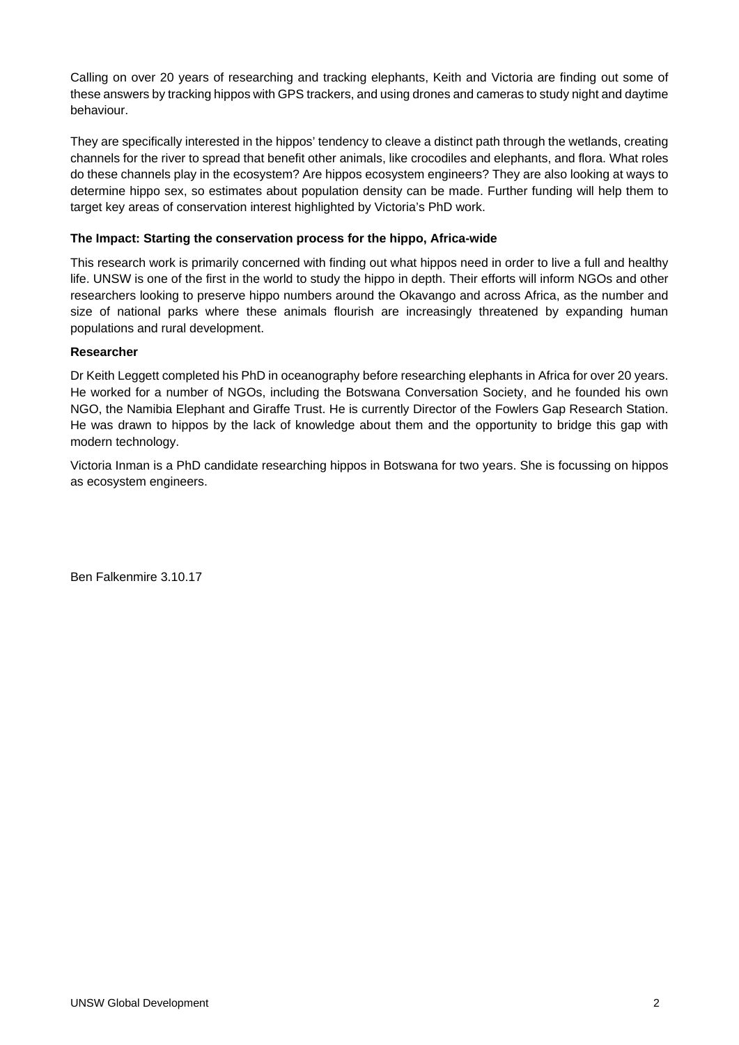Calling on over 20 years of researching and tracking elephants, Keith and Victoria are finding out some of these answers by tracking hippos with GPS trackers, and using drones and cameras to study night and daytime behaviour.

They are specifically interested in the hippos' tendency to cleave a distinct path through the wetlands, creating channels for the river to spread that benefit other animals, like crocodiles and elephants, and flora. What roles do these channels play in the ecosystem? Are hippos ecosystem engineers? They are also looking at ways to determine hippo sex, so estimates about population density can be made. Further funding will help them to target key areas of conservation interest highlighted by Victoria's PhD work.

**The Impact: Starting the conservation process for the hippo, Africa-wide**

This research work is primarily concerned with finding out what hippos need in order to live a full and healthy life. UNSW is one of the first in the world to study the hippo in depth. Their efforts will inform NGOs and other researchers looking to preserve hippo numbers around the Okavango and across Africa, as the number and size of national parks where these animals flourish are increasingly threatened by expanding human populations and rural development.

**Researcher**

Dr Keith Leggett completed his PhD in oceanography before researching elephants in Africa for over 20 years. He worked for a number of NGOs, including the Botswana Conversation Society, and he founded his own NGO, the Namibia Elephant and Giraffe Trust. He is currently Director of the Fowlers Gap Research Station. He was drawn to hippos by the lack of knowledge about them and the opportunity to bridge this gap with modern technology.

Victoria Inman is a PhD candidate researching hippos in Botswana for two years. She is focussing on hippos as ecosystem engineers.

Ben Falkenmire 3.10.17